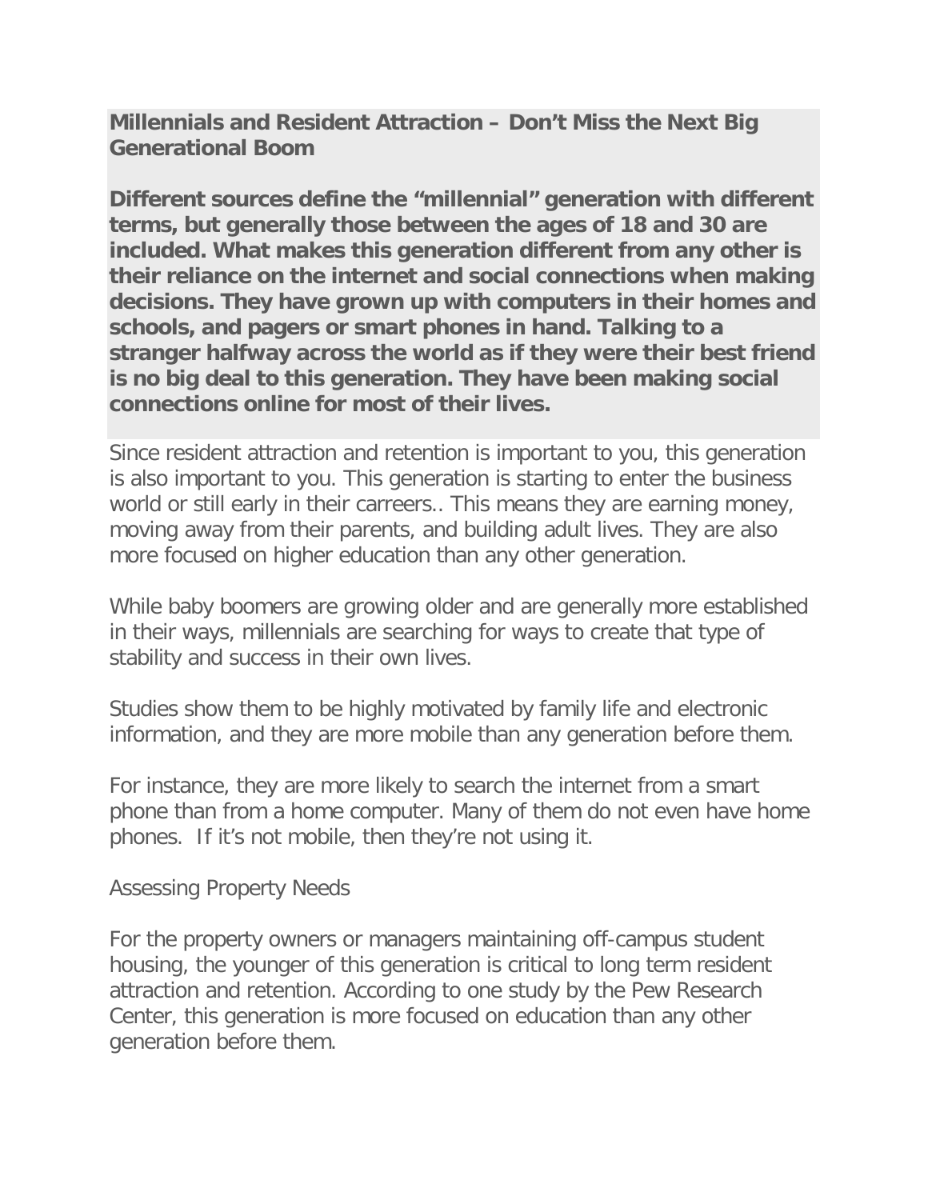**Millennials and Resident Attraction – Don't Miss the Next Big Generational Boom**

**Different sources define the "millennial" generation with different terms, but generally those between the ages of 18 and 30 are included. What makes this generation different from any other is their reliance on the internet and social connections when making decisions. They have grown up with computers in their homes and schools, and pagers or smart phones in hand. Talking to a stranger halfway across the world as if they were their best friend is no big deal to this generation. They have been making social connections online for most of their lives.**

Since resident attraction and retention is important to you, this generation is also important to you. This generation is starting to enter the business world or still early in their carreers.. This means they are earning money, moving away from their parents, and building adult lives. They are also more focused on higher education than any other generation.

While baby boomers are growing older and are generally more established in their ways, millennials are searching for ways to create that type of stability and success in their own lives.

Studies show them to be highly motivated by family life and electronic information, and they are more mobile than any generation before them.

For instance, they are more likely to search the internet from a smart phone than from a home computer. Many of them do not even have home phones. If it's not mobile, then they're not using it.

Assessing Property Needs

For the property owners or managers maintaining off-campus student housing, the younger of this generation is critical to long term resident attraction and retention. According to one study by the Pew Research Center, this generation is more focused on education than any other generation before them.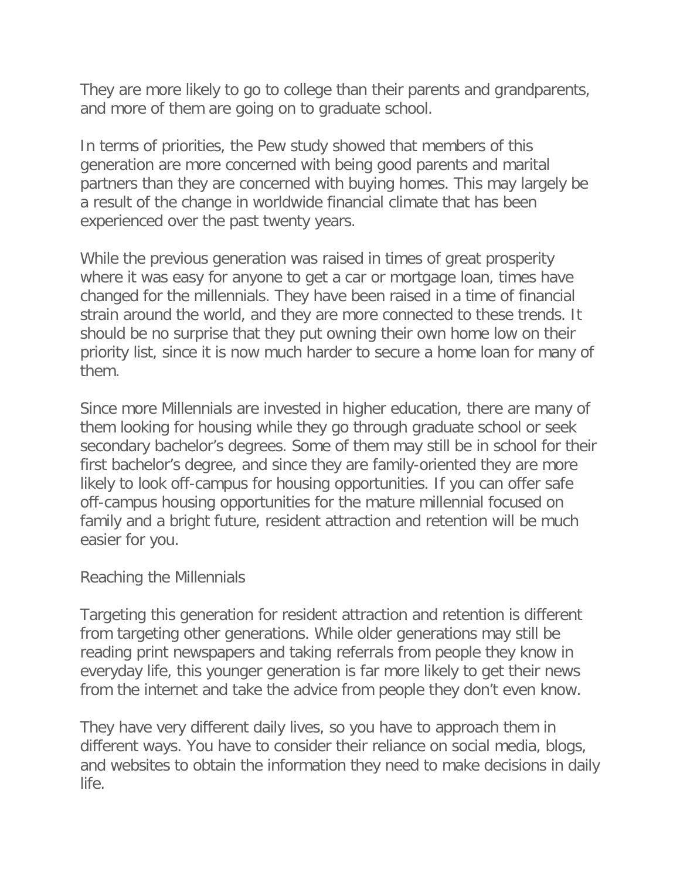They are more likely to go to college than their parents and grandparents, and more of them are going on to graduate school.

In terms of priorities, the Pew study showed that members of this generation are more concerned with being good parents and marital partners than they are concerned with buying homes. This may largely be a result of the change in worldwide financial climate that has been experienced over the past twenty years.

While the previous generation was raised in times of great prosperity where it was easy for anyone to get a car or mortgage loan, times have changed for the millennials. They have been raised in a time of financial strain around the world, and they are more connected to these trends. It should be no surprise that they put owning their own home low on their priority list, since it is now much harder to secure a home loan for many of them.

Since more Millennials are invested in higher education, there are many of them looking for housing while they go through graduate school or seek secondary bachelor's degrees. Some of them may still be in school for their first bachelor's degree, and since they are family-oriented they are more likely to look off-campus for housing opportunities. If you can offer safe off-campus housing opportunities for the mature millennial focused on family and a bright future, resident attraction and retention will be much easier for you.

## Reaching the Millennials

Targeting this generation for resident attraction and retention is different from targeting other generations. While older generations may still be reading print newspapers and taking referrals from people they know in everyday life, this younger generation is far more likely to get their news from the internet and take the advice from people they don't even know.

They have very different daily lives, so you have to approach them in different ways. You have to consider their reliance on social media, blogs, and websites to obtain the information they need to make decisions in daily life.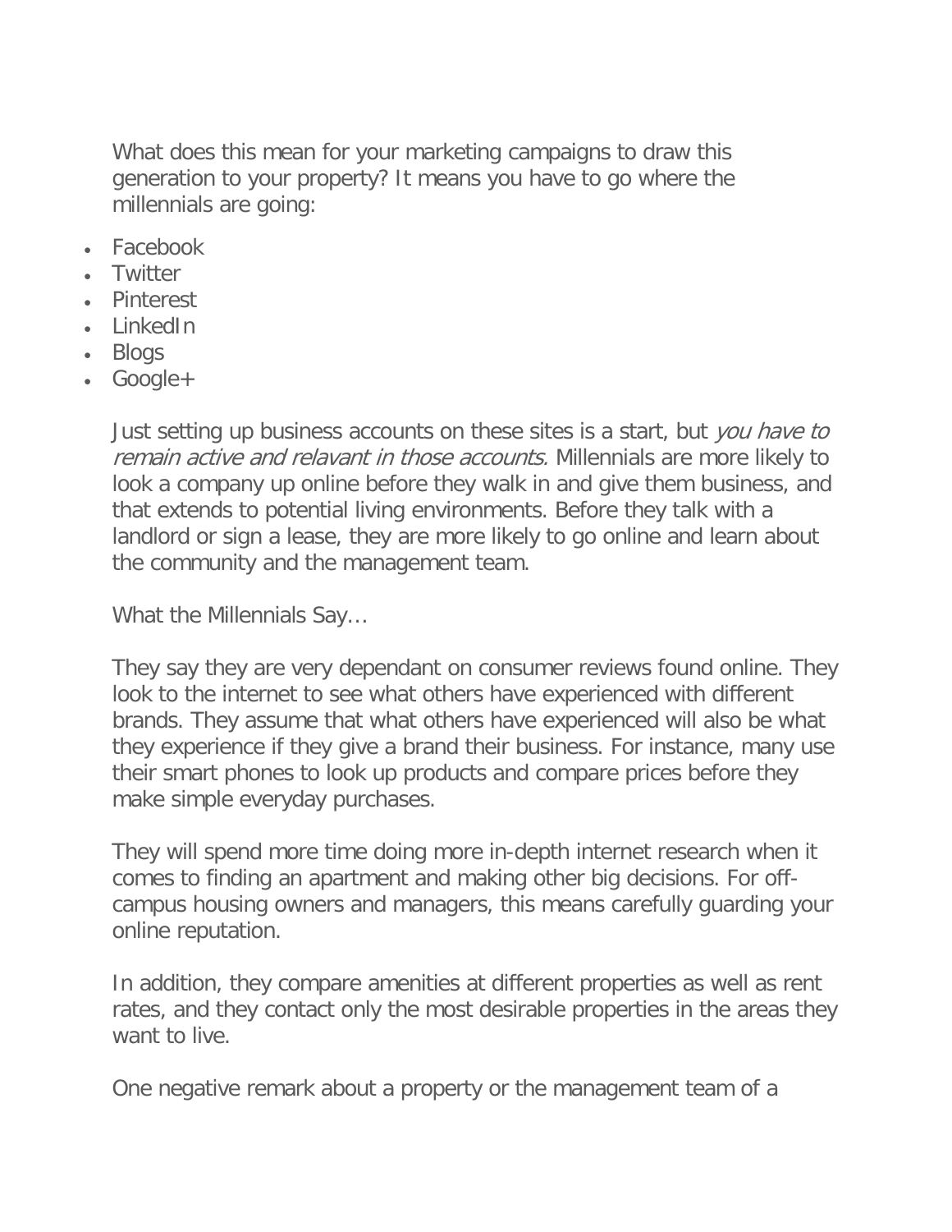What does this mean for your marketing campaigns to draw this generation to your property? It means you have to go where the millennials are going:

- Facebook
- Twitter
- Pinterest
- LinkedIn
- Blogs
- Google+

Just setting up business accounts on these sites is a start, but *you have to remain active and relavant in those accounts.* Millennials are more likely to look a company up online before they walk in and give them business, and that extends to potential living environments. Before they talk with a landlord or sign a lease, they are more likely to go online and learn about the community and the management team.

What the Millennials Say…

They say they are very dependant on consumer reviews found online. They look to the internet to see what others have experienced with different brands. They assume that what others have experienced will also be what they experience if they give a brand their business. For instance, many use their smart phones to look up products and compare prices before they make simple everyday purchases.

They will spend more time doing more in-depth internet research when it comes to finding an apartment and making other big decisions. For off-campus housing owners and managers, this means carefully guarding your online reputation.

In addition, they compare amenities at different properties as well as rent rates, and they contact only the most desirable properties in the areas they want to live.

One negative remark about a property or the management team of a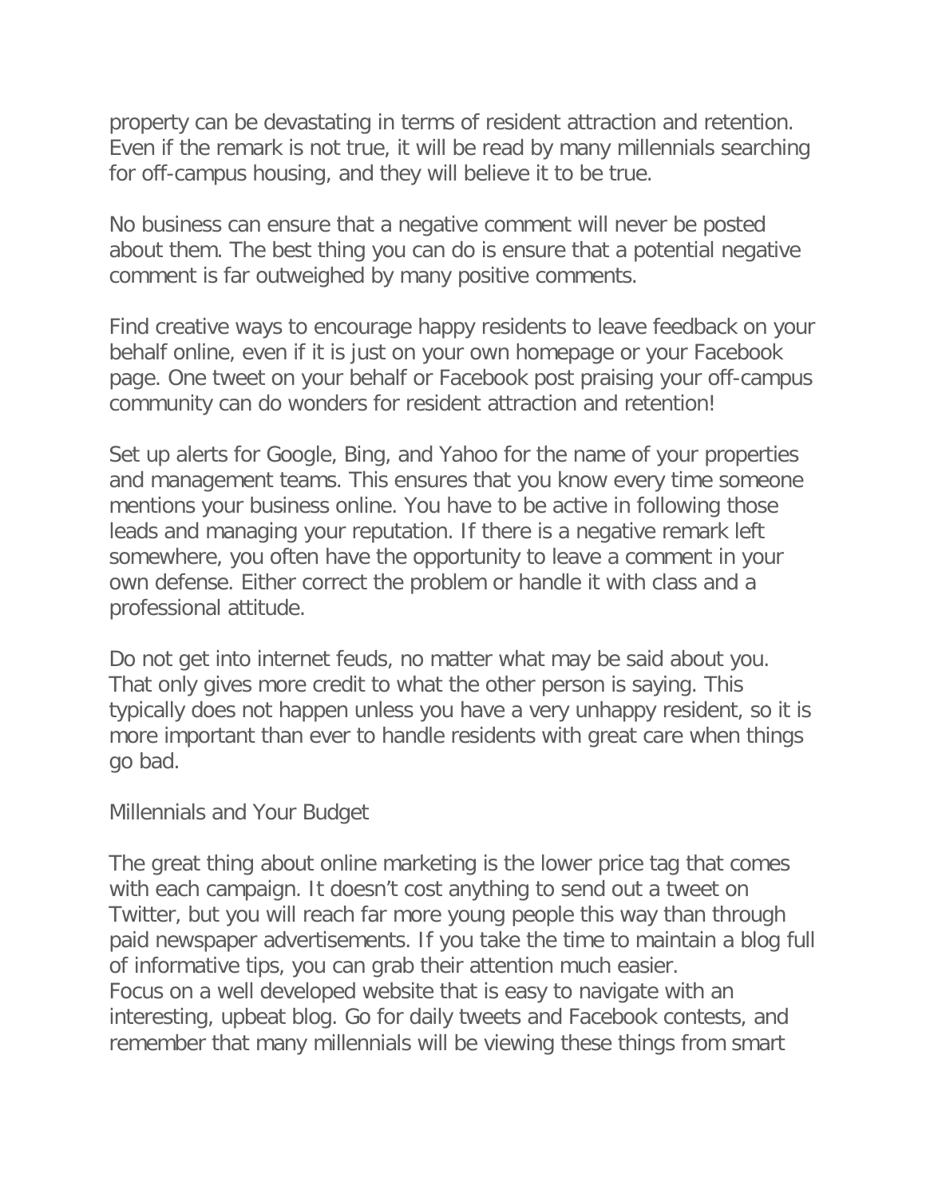property can be devastating in terms of resident attraction and retention. Even if the remark is not true, it will be read by many millennials searching for off-campus housing, and they will believe it to be true.

No business can ensure that a negative comment will never be posted about them. The best thing you can do is ensure that a potential negative comment is far outweighed by many positive comments.

Find creative ways to encourage happy residents to leave feedback on your behalf online, even if it is just on your own homepage or your Facebook page. One tweet on your behalf or Facebook post praising your off-campus community can do wonders for resident attraction and retention!

Set up alerts for Google, Bing, and Yahoo for the name of your properties and management teams. This ensures that you know every time someone mentions your business online. You have to be active in following those leads and managing your reputation. If there is a negative remark left somewhere, you often have the opportunity to leave a comment in your own defense. Either correct the problem or handle it with class and a professional attitude.

Do not get into internet feuds, no matter what may be said about you. That only gives more credit to what the other person is saying. This typically does not happen unless you have a very unhappy resident, so it is more important than ever to handle residents with great care when things go bad.

## Millennials and Your Budget

The great thing about online marketing is the lower price tag that comes with each campaign. It doesn't cost anything to send out a tweet on Twitter, but you will reach far more young people this way than through paid newspaper advertisements. If you take the time to maintain a blog full of informative tips, you can grab their attention much easier.
Focus on a well developed website that is easy to navigate with an interesting, upbeat blog. Go for daily tweets and Facebook contests, and remember that many millennials will be viewing these things from smart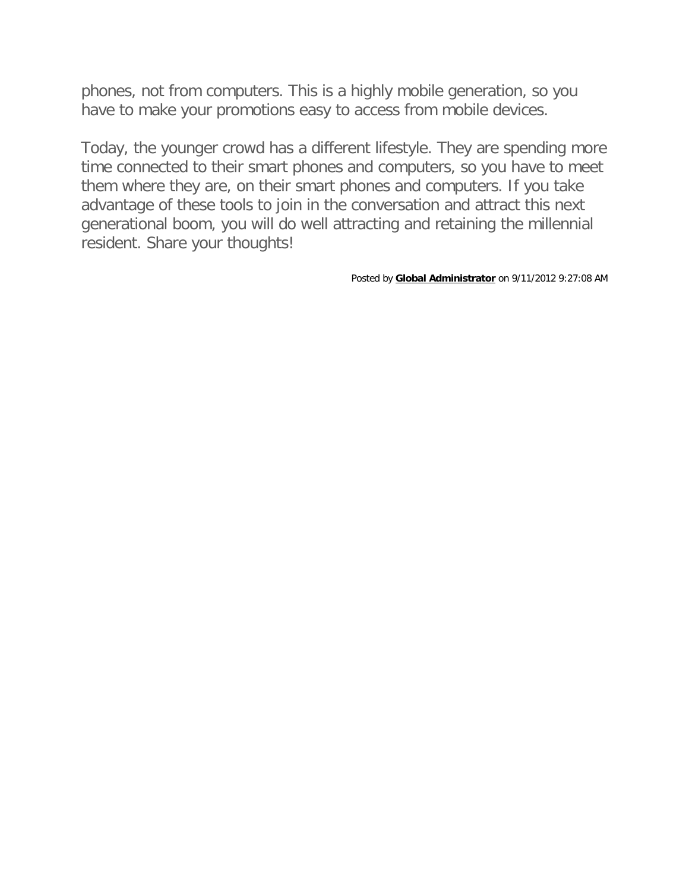phones, not from computers. This is a highly mobile generation, so you have to make your promotions easy to access from mobile devices.

Today, the younger crowd has a different lifestyle. They are spending more time connected to their smart phones and computers, so you have to meet them where they are, on their smart phones and computers. If you take advantage of these tools to join in the conversation and attract this next generational boom, you will do well attracting and retaining the millennial resident. Share your thoughts!

Posted by **Global Administrator** on 9/11/2012 9:27:08 AM